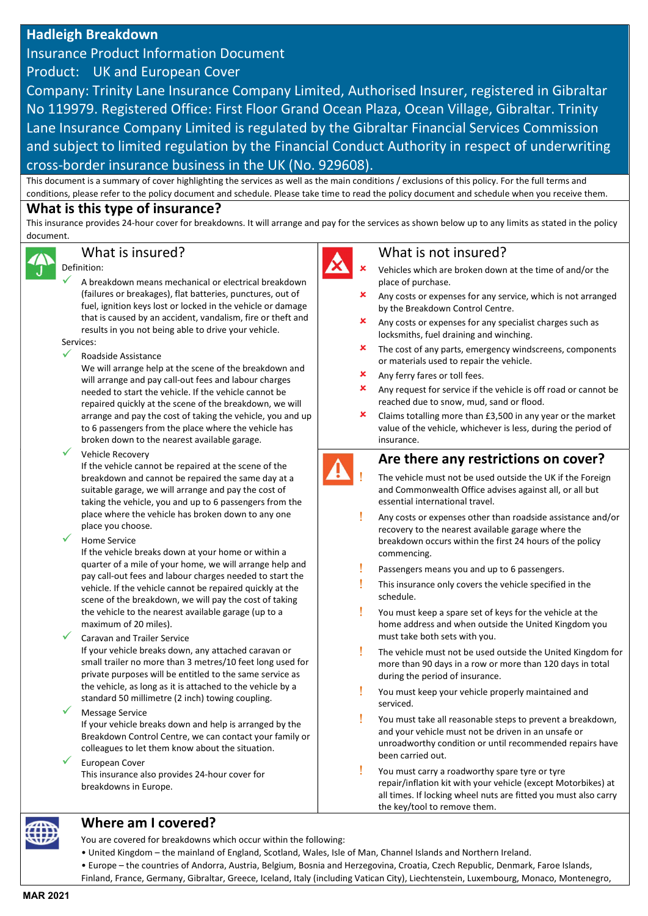# Hadleigh Breakdown

Insurance Product Information Document

Product: UK and European Cover

Company: Trinity Lane Insurance Company Limited, Authorised Insurer, registered in Gibraltar No 119979. Registered Office: First Floor Grand Ocean Plaza, Ocean Village, Gibraltar. Trinity Lane Insurance Company Limited is regulated by the Gibraltar Financial Services Commission and subject to limited regulation by the Financial Conduct Authority in respect of underwriting cross-border insurance business in the UK (No. 929608).

This document is a summary of cover highlighting the services as well as the main conditions / exclusions of this policy. For the full terms and conditions, please refer to the policy document and schedule. Please take time to read the policy document and schedule when you receive them.

## What is this type of insurance?

This insurance provides 24-hour cover for breakdowns. It will arrange and pay for the services as shown below up to any limits as stated in the policy document.

## What is insured?

Definition:

- ✓ A breakdown means mechanical or electrical breakdown (failures or breakages), flat batteries, punctures, out of fuel, ignition keys lost or locked in the vehicle or damage that is caused by an accident, vandalism, fire or theft and results in you not being able to drive your vehicle.

Services:

- ✓ Roadside Assistance
  We will arrange help at the scene of the breakdown and will arrange and pay call-out fees and labour charges needed to start the vehicle. If the vehicle cannot be repaired quickly at the scene of the breakdown, we will arrange and pay the cost of taking the vehicle, you and up to 6 passengers from the place where the vehicle has broken down to the nearest available garage.
- ✓ Vehicle Recovery
  If the vehicle cannot be repaired at the scene of the breakdown and cannot be repaired the same day at a suitable garage, we will arrange and pay the cost of taking the vehicle, you and up to 6 passengers from the place where the vehicle has broken down to any one place you choose.
- ✓ Home Service
  If the vehicle breaks down at your home or within a quarter of a mile of your home, we will arrange help and pay call-out fees and labour charges needed to start the vehicle. If the vehicle cannot be repaired quickly at the scene of the breakdown, we will pay the cost of taking the vehicle to the nearest available garage (up to a maximum of 20 miles).
- ✓ Caravan and Trailer Service
  If your vehicle breaks down, any attached caravan or small trailer no more than 3 metres/10 feet long used for private purposes will be entitled to the same service as the vehicle, as long as it is attached to the vehicle by a standard 50 millimetre (2 inch) towing coupling.
- ✓ Message Service
  If your vehicle breaks down and help is arranged by the Breakdown Control Centre, we can contact your family or colleagues to let them know about the situation.
- ✓ European Cover
  This insurance also provides 24-hour cover for breakdowns in Europe.

## What is not insured?

- ✗ Vehicles which are broken down at the time of and/or the place of purchase.
- ✗ Any costs or expenses for any service, which is not arranged by the Breakdown Control Centre.
- ✗ Any costs or expenses for any specialist charges such as locksmiths, fuel draining and winching.
- ✗ The cost of any parts, emergency windscreens, components or materials used to repair the vehicle.
- ✗ Any ferry fares or toll fees.
- ✗ Any request for service if the vehicle is off road or cannot be reached due to snow, mud, sand or flood.
- ✗ Claims totalling more than £3,500 in any year or the market value of the vehicle, whichever is less, during the period of insurance.

## Are there any restrictions on cover?

- ! The vehicle must not be used outside the UK if the Foreign and Commonwealth Office advises against all, or all but essential international travel.
- ! Any costs or expenses other than roadside assistance and/or recovery to the nearest available garage where the breakdown occurs within the first 24 hours of the policy commencing.
- ! Passengers means you and up to 6 passengers.
- ! This insurance only covers the vehicle specified in the schedule.
- ! You must keep a spare set of keys for the vehicle at the home address and when outside the United Kingdom you must take both sets with you.
- ! The vehicle must not be used outside the United Kingdom for more than 90 days in a row or more than 120 days in total during the period of insurance.
- ! You must keep your vehicle properly maintained and serviced.
- ! You must take all reasonable steps to prevent a breakdown, and your vehicle must not be driven in an unsafe or unroadworthy condition or until recommended repairs have been carried out.
- ! You must carry a roadworthy spare tyre or tyre repair/inflation kit with your vehicle (except Motorbikes) at all times. If locking wheel nuts are fitted you must also carry the key/tool to remove them.

## Where am I covered?

You are covered for breakdowns which occur within the following:

- United Kingdom – the mainland of England, Scotland, Wales, Isle of Man, Channel Islands and Northern Ireland.
- Europe – the countries of Andorra, Austria, Belgium, Bosnia and Herzegovina, Croatia, Czech Republic, Denmark, Faroe Islands, Finland, France, Germany, Gibraltar, Greece, Iceland, Italy (including Vatican City), Liechtenstein, Luxembourg, Monaco, Montenegro,

MAR 2021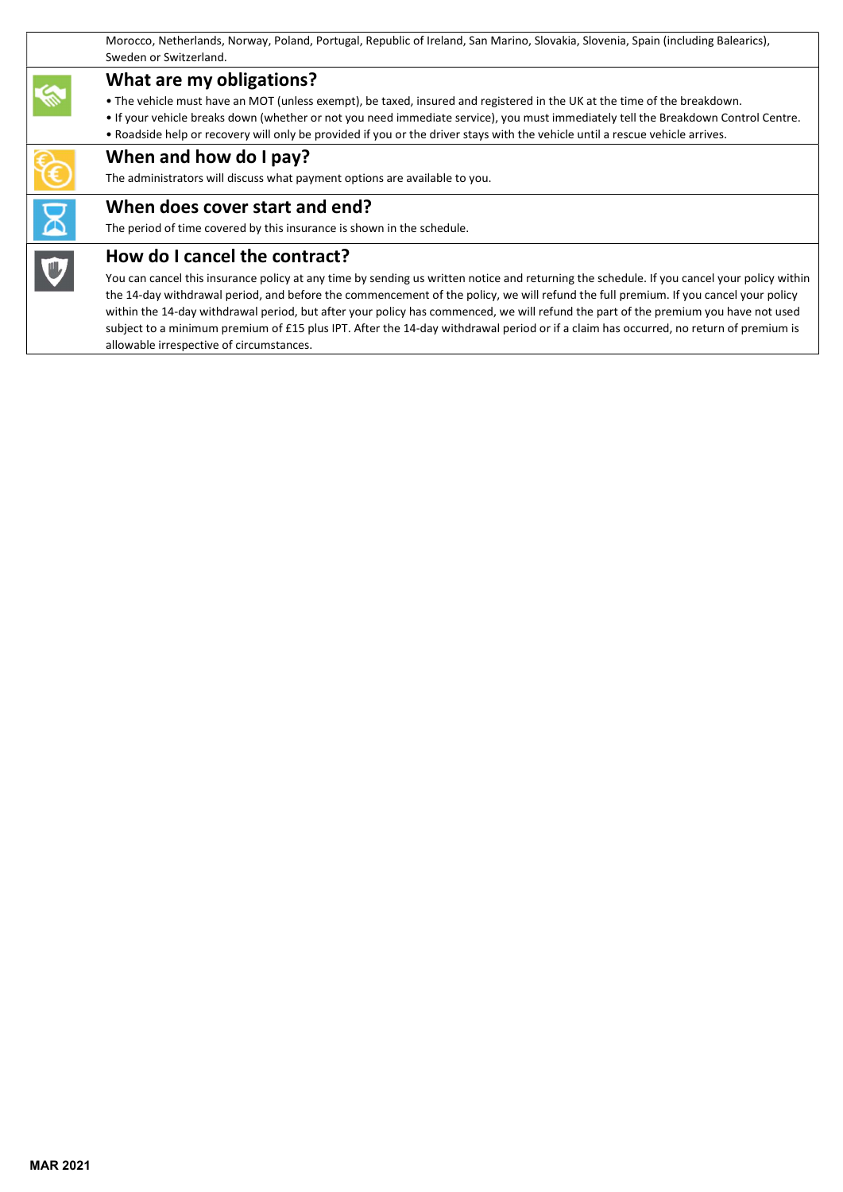Morocco, Netherlands, Norway, Poland, Portugal, Republic of Ireland, San Marino, Slovakia, Slovenia, Spain (including Balearics), Sweden or Switzerland.

## What are my obligations?

- The vehicle must have an MOT (unless exempt), be taxed, insured and registered in the UK at the time of the breakdown.
- If your vehicle breaks down (whether or not you need immediate service), you must immediately tell the Breakdown Control Centre.
- Roadside help or recovery will only be provided if you or the driver stays with the vehicle until a rescue vehicle arrives.

## When and how do I pay?

The administrators will discuss what payment options are available to you.

## When does cover start and end?

The period of time covered by this insurance is shown in the schedule.

## How do I cancel the contract?

You can cancel this insurance policy at any time by sending us written notice and returning the schedule. If you cancel your policy within the 14-day withdrawal period, and before the commencement of the policy, we will refund the full premium. If you cancel your policy within the 14-day withdrawal period, but after your policy has commenced, we will refund the part of the premium you have not used subject to a minimum premium of £15 plus IPT. After the 14-day withdrawal period or if a claim has occurred, no return of premium is allowable irrespective of circumstances.

**MAR 2021**